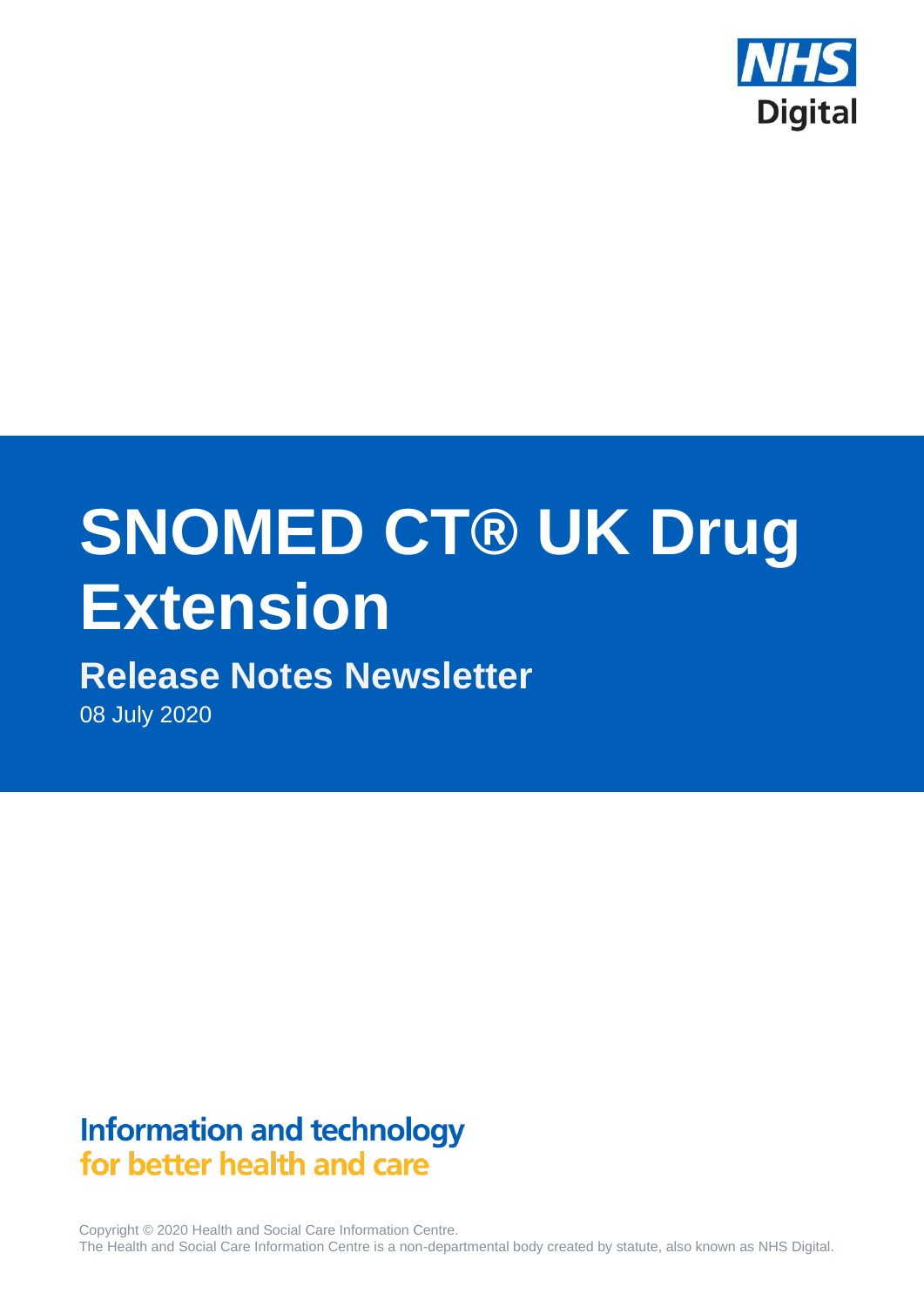NHS Digital

# SNOMED CT® UK Drug Extension

## Release Notes Newsletter

08 July 2020

**Information and technology for better health and care**

Copyright © 2020 Health and Social Care Information Centre.
The Health and Social Care Information Centre is a non-departmental body created by statute, also known as NHS Digital.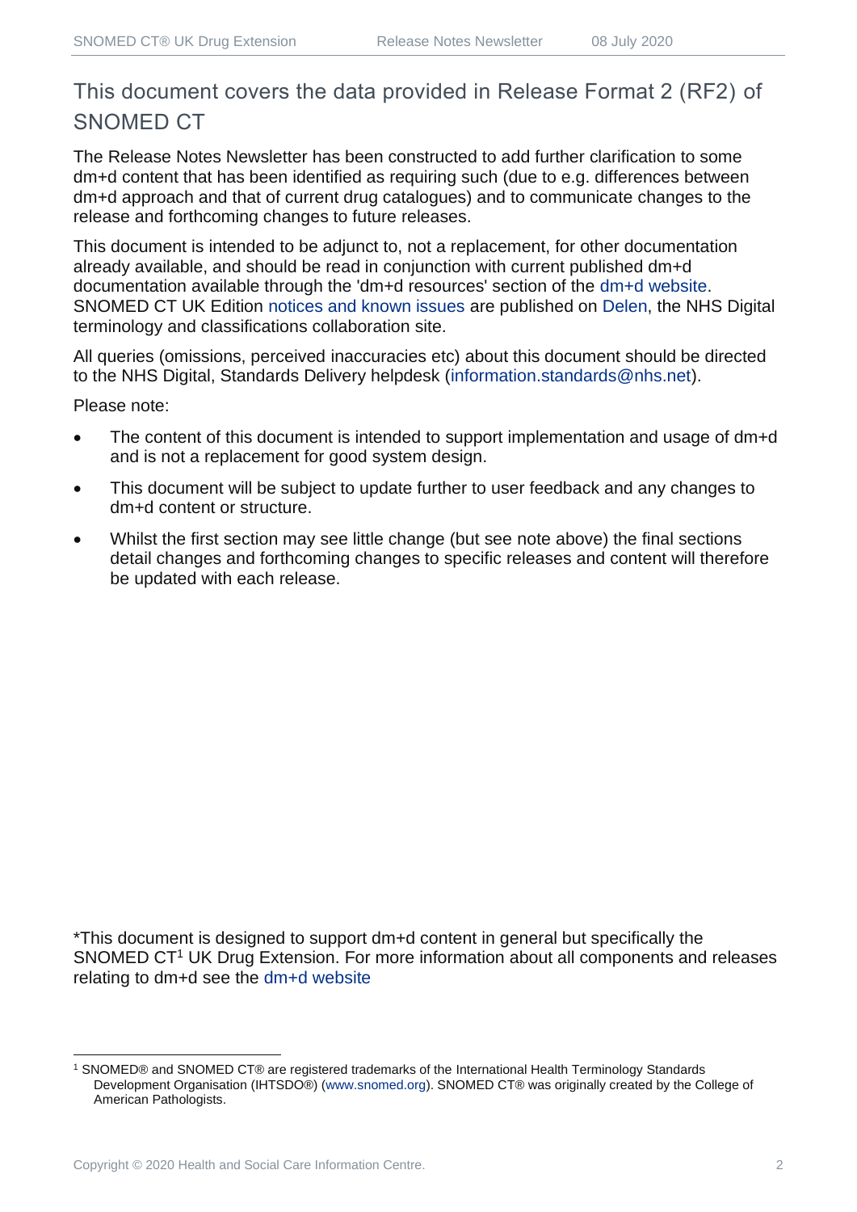## This document covers the data provided in Release Format 2 (RF2) of SNOMED CT

The Release Notes Newsletter has been constructed to add further clarification to some dm+d content that has been identified as requiring such (due to e.g. differences between dm+d approach and that of current drug catalogues) and to communicate changes to the release and forthcoming changes to future releases.

This document is intended to be adjunct to, not a replacement, for other documentation already available, and should be read in conjunction with current published dm+d documentation available through the 'dm+d resources' section of the dm+d website. SNOMED CT UK Edition notices and known issues are published on Delen, the NHS Digital terminology and classifications collaboration site.

All queries (omissions, perceived inaccuracies etc) about this document should be directed to the NHS Digital, Standards Delivery helpdesk (information.standards@nhs.net).

Please note:

- The content of this document is intended to support implementation and usage of dm+d and is not a replacement for good system design.
- This document will be subject to update further to user feedback and any changes to dm+d content or structure.
- Whilst the first section may see little change (but see note above) the final sections detail changes and forthcoming changes to specific releases and content will therefore be updated with each release.

*This document is designed to support dm+d content in general but specifically the SNOMED CT[1] UK Drug Extension. For more information about all components and releases relating to dm+d see the dm+d website

[1] SNOMED® and SNOMED CT® are registered trademarks of the International Health Terminology Standards Development Organisation (IHTSDO®) (www.snomed.org). SNOMED CT® was originally created by the College of American Pathologists.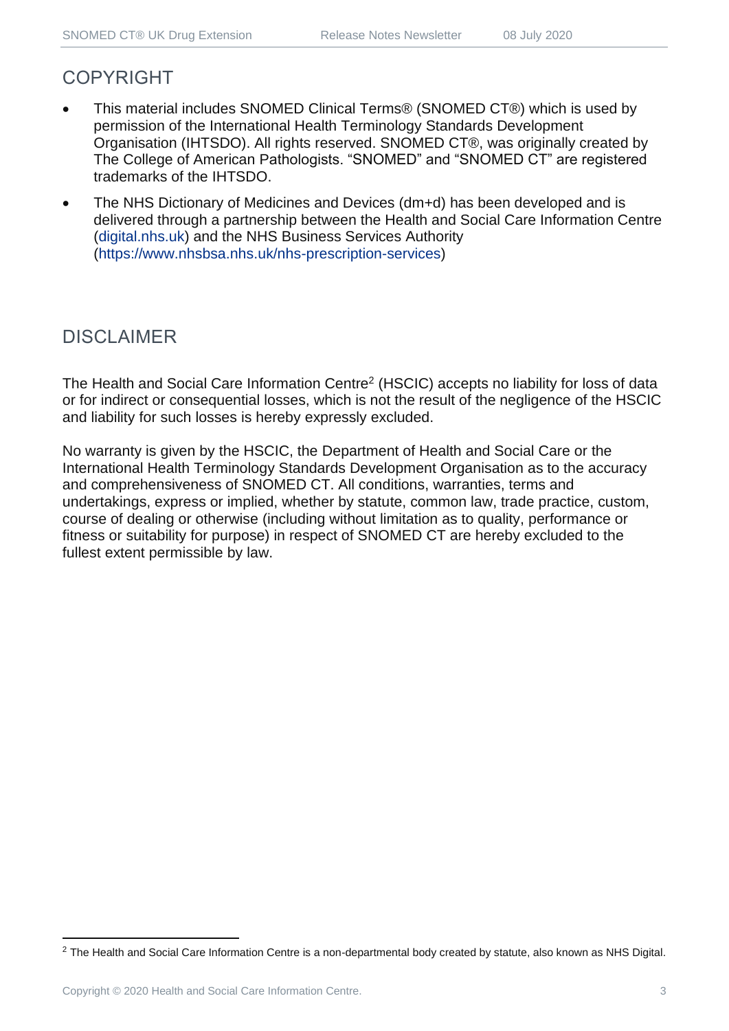## COPYRIGHT

- This material includes SNOMED Clinical Terms® (SNOMED CT®) which is used by permission of the International Health Terminology Standards Development Organisation (IHTSDO). All rights reserved. SNOMED CT®, was originally created by The College of American Pathologists. “SNOMED” and “SNOMED CT” are registered trademarks of the IHTSDO.
- The NHS Dictionary of Medicines and Devices (dm+d) has been developed and is delivered through a partnership between the Health and Social Care Information Centre (digital.nhs.uk) and the NHS Business Services Authority (https://www.nhsbsa.nhs.uk/nhs-prescription-services)

## DISCLAIMER

The Health and Social Care Information Centre[2] (HSCIC) accepts no liability for loss of data or for indirect or consequential losses, which is not the result of the negligence of the HSCIC and liability for such losses is hereby expressly excluded.

No warranty is given by the HSCIC, the Department of Health and Social Care or the International Health Terminology Standards Development Organisation as to the accuracy and comprehensiveness of SNOMED CT. All conditions, warranties, terms and undertakings, express or implied, whether by statute, common law, trade practice, custom, course of dealing or otherwise (including without limitation as to quality, performance or fitness or suitability for purpose) in respect of SNOMED CT are hereby excluded to the fullest extent permissible by law.

[2] The Health and Social Care Information Centre is a non-departmental body created by statute, also known as NHS Digital.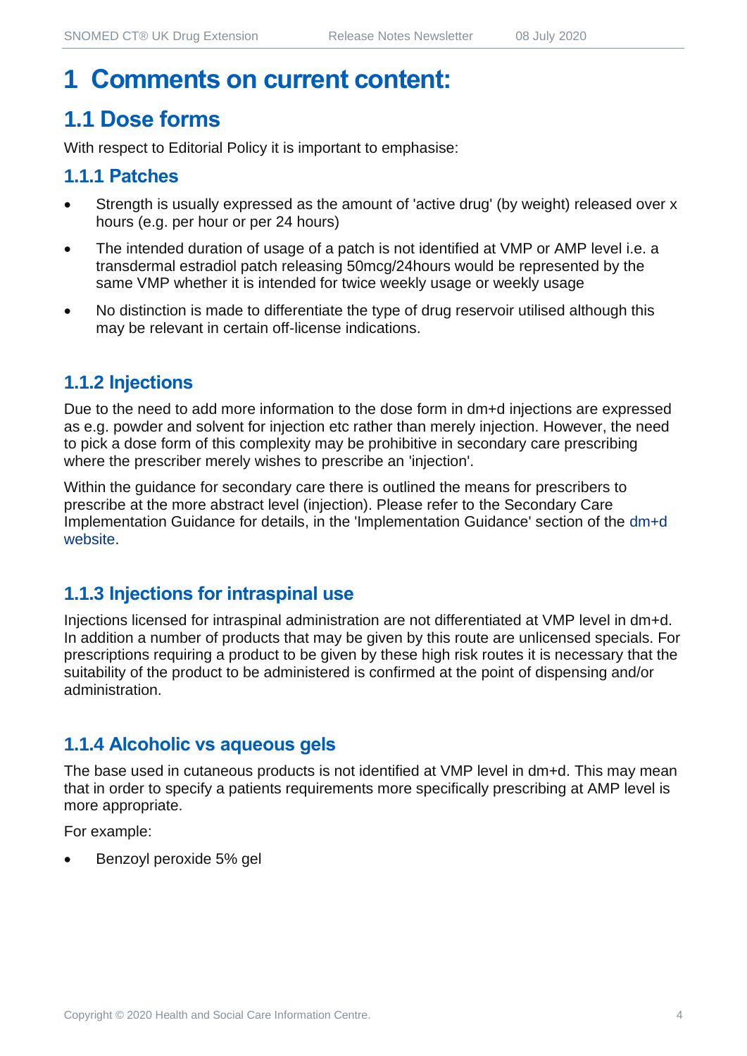# 1 Comments on current content:

## 1.1 Dose forms

With respect to Editorial Policy it is important to emphasise:

### 1.1.1 Patches

- Strength is usually expressed as the amount of 'active drug' (by weight) released over x hours (e.g. per hour or per 24 hours)
- The intended duration of usage of a patch is not identified at VMP or AMP level i.e. a transdermal estradiol patch releasing 50mcg/24hours would be represented by the same VMP whether it is intended for twice weekly usage or weekly usage
- No distinction is made to differentiate the type of drug reservoir utilised although this may be relevant in certain off-license indications.

### 1.1.2 Injections

Due to the need to add more information to the dose form in dm+d injections are expressed as e.g. powder and solvent for injection etc rather than merely injection. However, the need to pick a dose form of this complexity may be prohibitive in secondary care prescribing where the prescriber merely wishes to prescribe an 'injection'.

Within the guidance for secondary care there is outlined the means for prescribers to prescribe at the more abstract level (injection). Please refer to the Secondary Care Implementation Guidance for details, in the 'Implementation Guidance' section of the dm+d website.

### 1.1.3 Injections for intraspinal use

Injections licensed for intraspinal administration are not differentiated at VMP level in dm+d. In addition a number of products that may be given by this route are unlicensed specials. For prescriptions requiring a product to be given by these high risk routes it is necessary that the suitability of the product to be administered is confirmed at the point of dispensing and/or administration.

### 1.1.4 Alcoholic vs aqueous gels

The base used in cutaneous products is not identified at VMP level in dm+d. This may mean that in order to specify a patients requirements more specifically prescribing at AMP level is more appropriate.

For example:

- Benzoyl peroxide 5% gel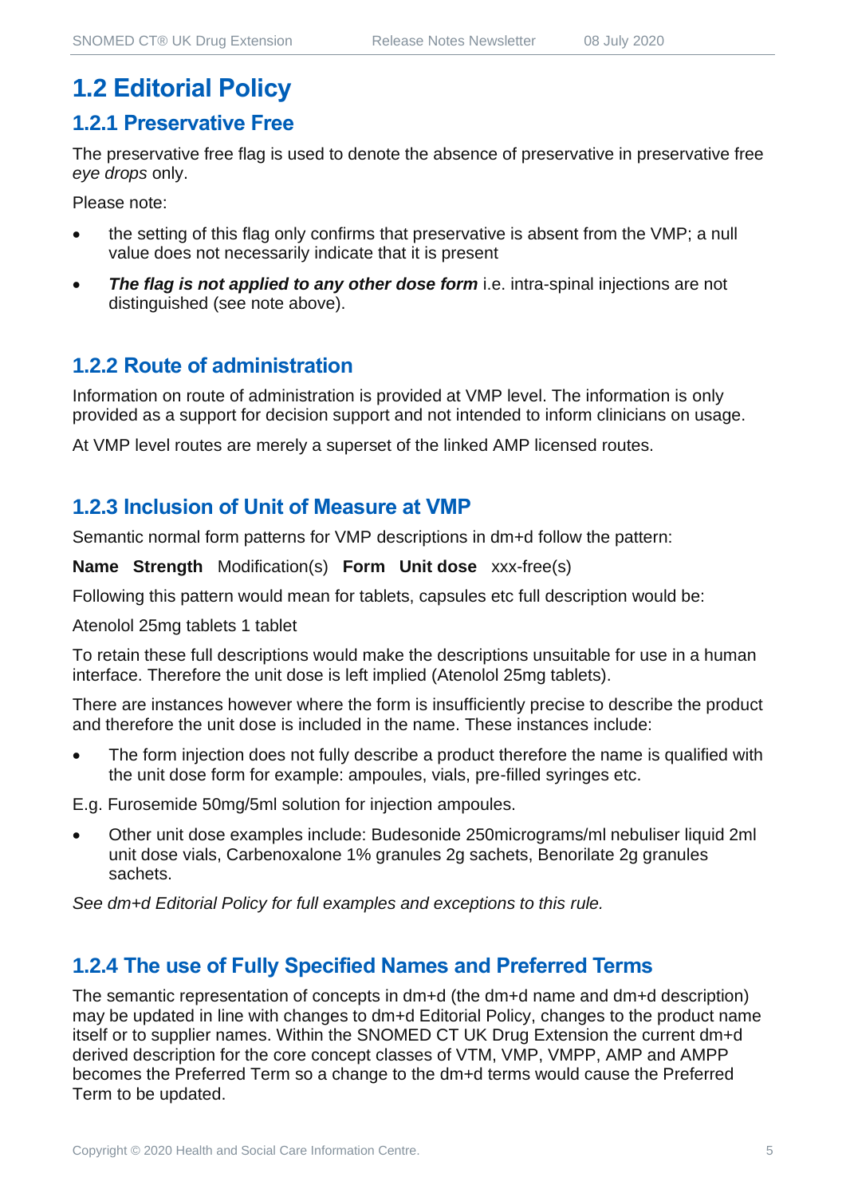# 1.2 Editorial Policy

## 1.2.1 Preservative Free

The preservative free flag is used to denote the absence of preservative in preservative free *eye drops* only.

Please note:

- the setting of this flag only confirms that preservative is absent from the VMP; a null value does not necessarily indicate that it is present
- ***The flag is not applied to any other dose form*** i.e. intra-spinal injections are not distinguished (see note above).

## 1.2.2 Route of administration

Information on route of administration is provided at VMP level. The information is only provided as a support for decision support and not intended to inform clinicians on usage.

At VMP level routes are merely a superset of the linked AMP licensed routes.

## 1.2.3 Inclusion of Unit of Measure at VMP

Semantic normal form patterns for VMP descriptions in dm+d follow the pattern:

**Name Strength** Modification(s) **Form Unit dose** xxx-free(s)

Following this pattern would mean for tablets, capsules etc full description would be:

Atenolol 25mg tablets 1 tablet

To retain these full descriptions would make the descriptions unsuitable for use in a human interface. Therefore the unit dose is left implied (Atenolol 25mg tablets).

There are instances however where the form is insufficiently precise to describe the product and therefore the unit dose is included in the name. These instances include:

- The form injection does not fully describe a product therefore the name is qualified with the unit dose form for example: ampoules, vials, pre-filled syringes etc.

E.g. Furosemide 50mg/5ml solution for injection ampoules.

- Other unit dose examples include: Budesonide 250micrograms/ml nebuliser liquid 2ml unit dose vials, Carbenoxalone 1% granules 2g sachets, Benorilate 2g granules sachets.

*See dm+d Editorial Policy for full examples and exceptions to this rule.*

## 1.2.4 The use of Fully Specified Names and Preferred Terms

The semantic representation of concepts in dm+d (the dm+d name and dm+d description) may be updated in line with changes to dm+d Editorial Policy, changes to the product name itself or to supplier names. Within the SNOMED CT UK Drug Extension the current dm+d derived description for the core concept classes of VTM, VMP, VMPP, AMP and AMPP becomes the Preferred Term so a change to the dm+d terms would cause the Preferred Term to be updated.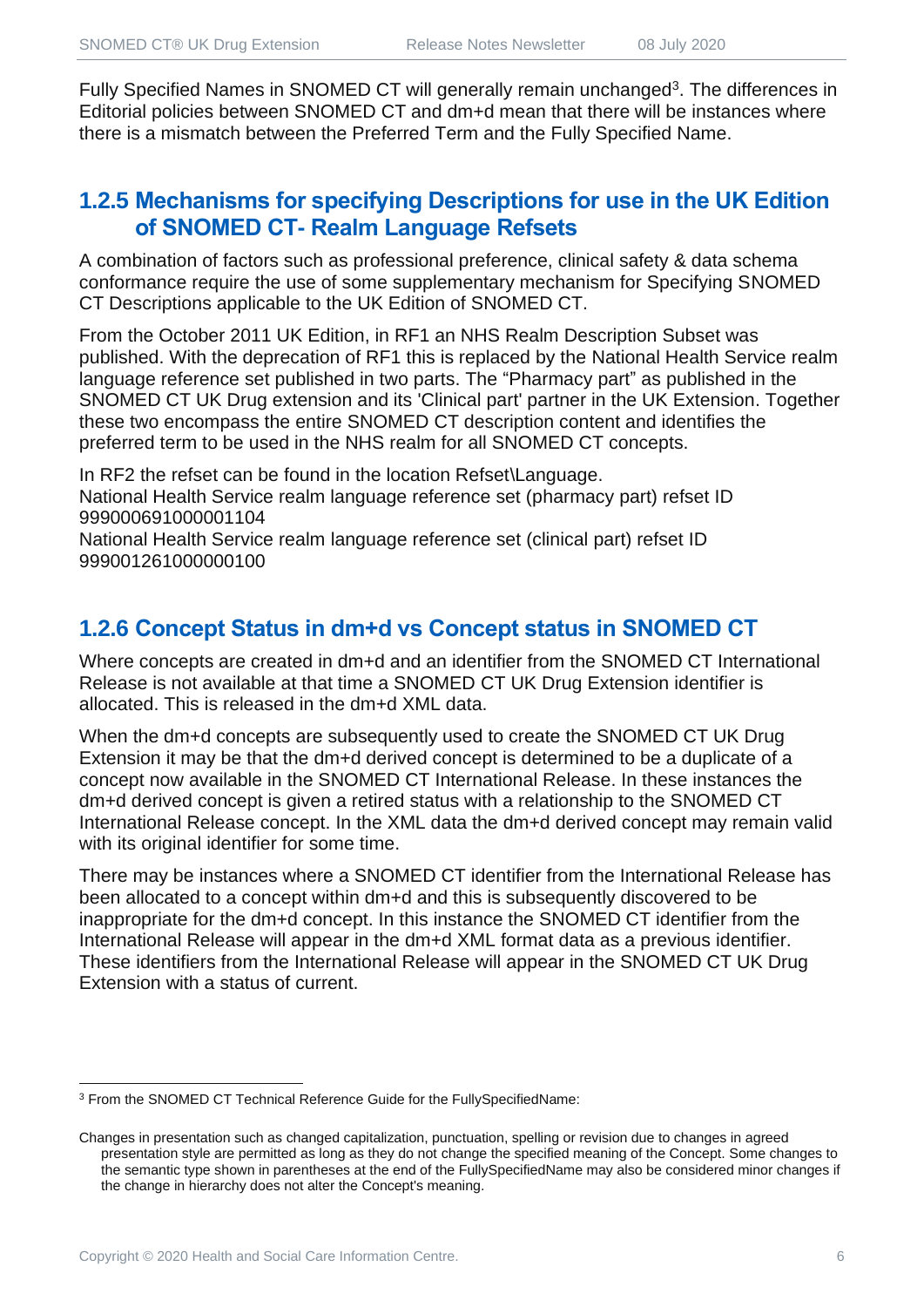Fully Specified Names in SNOMED CT will generally remain unchanged[3]. The differences in Editorial policies between SNOMED CT and dm+d mean that there will be instances where there is a mismatch between the Preferred Term and the Fully Specified Name.

### 1.2.5 Mechanisms for specifying Descriptions for use in the UK Edition of SNOMED CT- Realm Language Refsets

A combination of factors such as professional preference, clinical safety & data schema conformance require the use of some supplementary mechanism for Specifying SNOMED CT Descriptions applicable to the UK Edition of SNOMED CT.

From the October 2011 UK Edition, in RF1 an NHS Realm Description Subset was published. With the deprecation of RF1 this is replaced by the National Health Service realm language reference set published in two parts. The “Pharmacy part” as published in the SNOMED CT UK Drug extension and its 'Clinical part' partner in the UK Extension. Together these two encompass the entire SNOMED CT description content and identifies the preferred term to be used in the NHS realm for all SNOMED CT concepts.

In RF2 the refset can be found in the location Refset\Language.
National Health Service realm language reference set (pharmacy part) refset ID 999000691000001104
National Health Service realm language reference set (clinical part) refset ID 999001261000000100

### 1.2.6 Concept Status in dm+d vs Concept status in SNOMED CT

Where concepts are created in dm+d and an identifier from the SNOMED CT International Release is not available at that time a SNOMED CT UK Drug Extension identifier is allocated. This is released in the dm+d XML data.

When the dm+d concepts are subsequently used to create the SNOMED CT UK Drug Extension it may be that the dm+d derived concept is determined to be a duplicate of a concept now available in the SNOMED CT International Release. In these instances the dm+d derived concept is given a retired status with a relationship to the SNOMED CT International Release concept. In the XML data the dm+d derived concept may remain valid with its original identifier for some time.

There may be instances where a SNOMED CT identifier from the International Release has been allocated to a concept within dm+d and this is subsequently discovered to be inappropriate for the dm+d concept. In this instance the SNOMED CT identifier from the International Release will appear in the dm+d XML format data as a previous identifier. These identifiers from the International Release will appear in the SNOMED CT UK Drug Extension with a status of current.

---

[3] From the SNOMED CT Technical Reference Guide for the FullySpecifiedName:

Changes in presentation such as changed capitalization, punctuation, spelling or revision due to changes in agreed presentation style are permitted as long as they do not change the specified meaning of the Concept. Some changes to the semantic type shown in parentheses at the end of the FullySpecifiedName may also be considered minor changes if the change in hierarchy does not alter the Concept's meaning.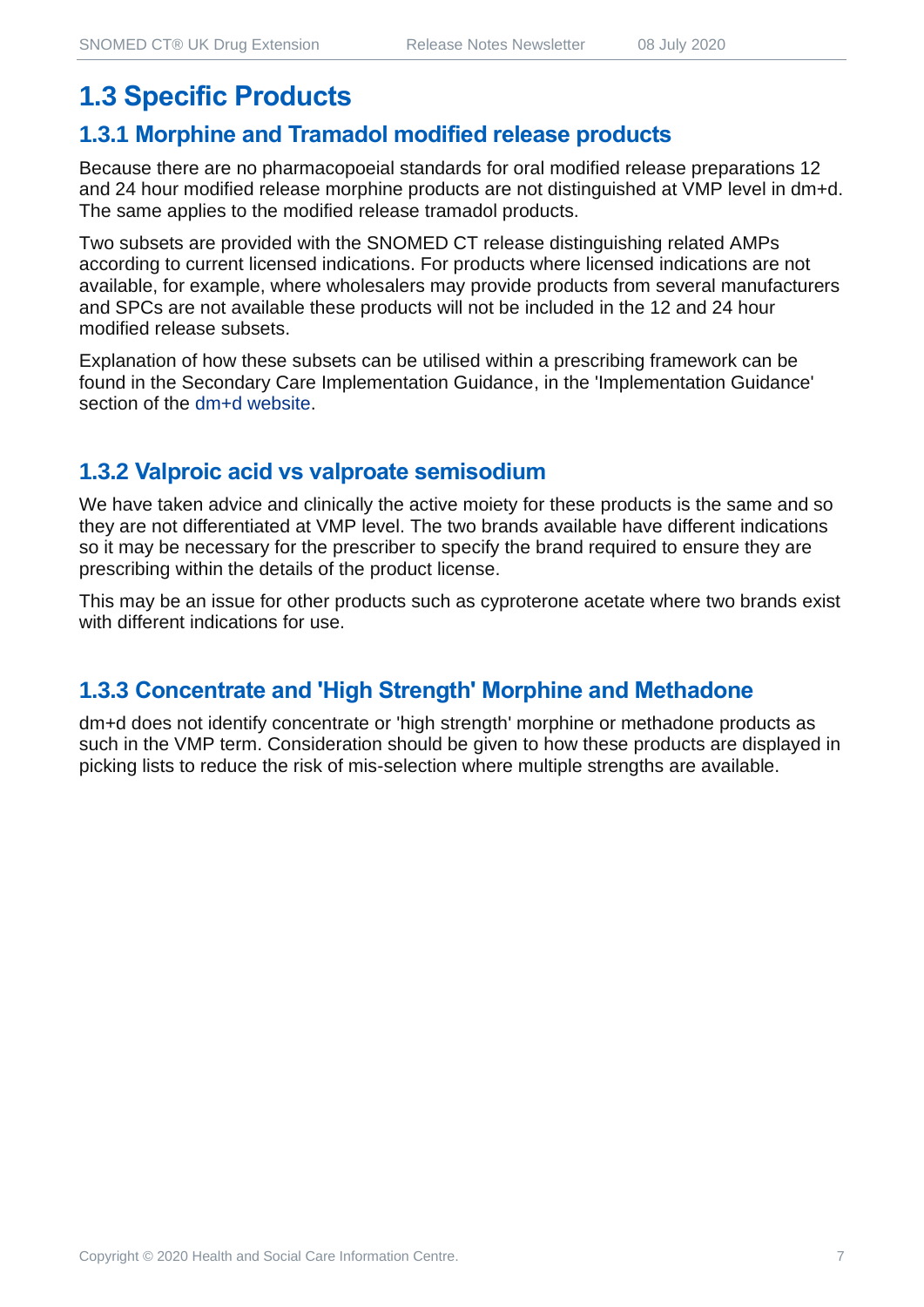## 1.3 Specific Products

### 1.3.1 Morphine and Tramadol modified release products

Because there are no pharmacopoeial standards for oral modified release preparations 12 and 24 hour modified release morphine products are not distinguished at VMP level in dm+d. The same applies to the modified release tramadol products.

Two subsets are provided with the SNOMED CT release distinguishing related AMPs according to current licensed indications. For products where licensed indications are not available, for example, where wholesalers may provide products from several manufacturers and SPCs are not available these products will not be included in the 12 and 24 hour modified release subsets.

Explanation of how these subsets can be utilised within a prescribing framework can be found in the Secondary Care Implementation Guidance, in the 'Implementation Guidance' section of the dm+d website.

### 1.3.2 Valproic acid vs valproate semisodium

We have taken advice and clinically the active moiety for these products is the same and so they are not differentiated at VMP level. The two brands available have different indications so it may be necessary for the prescriber to specify the brand required to ensure they are prescribing within the details of the product license.

This may be an issue for other products such as cyproterone acetate where two brands exist with different indications for use.

### 1.3.3 Concentrate and 'High Strength' Morphine and Methadone

dm+d does not identify concentrate or 'high strength' morphine or methadone products as such in the VMP term. Consideration should be given to how these products are displayed in picking lists to reduce the risk of mis-selection where multiple strengths are available.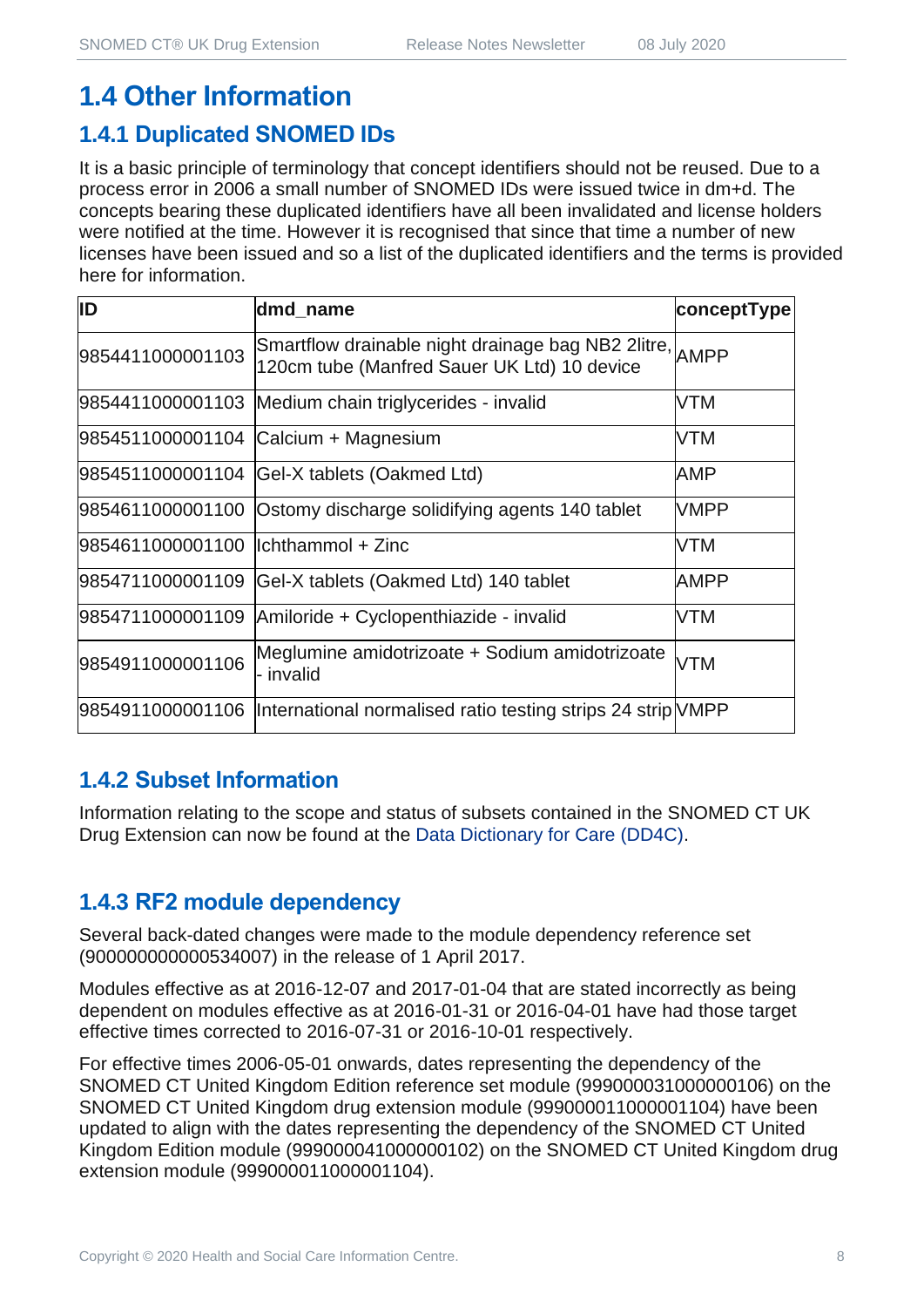## 1.4 Other Information

### 1.4.1 Duplicated SNOMED IDs

It is a basic principle of terminology that concept identifiers should not be reused. Due to a process error in 2006 a small number of SNOMED IDs were issued twice in dm+d. The concepts bearing these duplicated identifiers have all been invalidated and license holders were notified at the time. However it is recognised that since that time a number of new licenses have been issued and so a list of the duplicated identifiers and the terms is provided here for information.

| ID | dmd_name | conceptType |
|---|---|---|
| 9854411000001103 | Smartflow drainable night drainage bag NB2 2litre, 120cm tube (Manfred Sauer UK Ltd) 10 device | AMPP |
| 9854411000001103 | Medium chain triglycerides - invalid | VTM |
| 9854511000001104 | Calcium + Magnesium | VTM |
| 9854511000001104 | Gel-X tablets (Oakmed Ltd) | AMP |
| 9854611000001100 | Ostomy discharge solidifying agents 140 tablet | VMPP |
| 9854611000001100 | Ichthammol + Zinc | VTM |
| 9854711000001109 | Gel-X tablets (Oakmed Ltd) 140 tablet | AMPP |
| 9854711000001109 | Amiloride + Cyclopenthiazide - invalid | VTM |
| 9854911000001106 | Meglumine amidotrizoate + Sodium amidotrizoate - invalid | VTM |
| 9854911000001106 | International normalised ratio testing strips 24 strip | VMPP |

### 1.4.2 Subset Information

Information relating to the scope and status of subsets contained in the SNOMED CT UK Drug Extension can now be found at the Data Dictionary for Care (DD4C).

### 1.4.3 RF2 module dependency

Several back-dated changes were made to the module dependency reference set (900000000000534007) in the release of 1 April 2017.

Modules effective as at 2016-12-07 and 2017-01-04 that are stated incorrectly as being dependent on modules effective as at 2016-01-31 or 2016-04-01 have had those target effective times corrected to 2016-07-31 or 2016-10-01 respectively.

For effective times 2006-05-01 onwards, dates representing the dependency of the SNOMED CT United Kingdom Edition reference set module (999000031000000106) on the SNOMED CT United Kingdom drug extension module (999000011000001104) have been updated to align with the dates representing the dependency of the SNOMED CT United Kingdom Edition module (999000041000000102) on the SNOMED CT United Kingdom drug extension module (999000011000001104).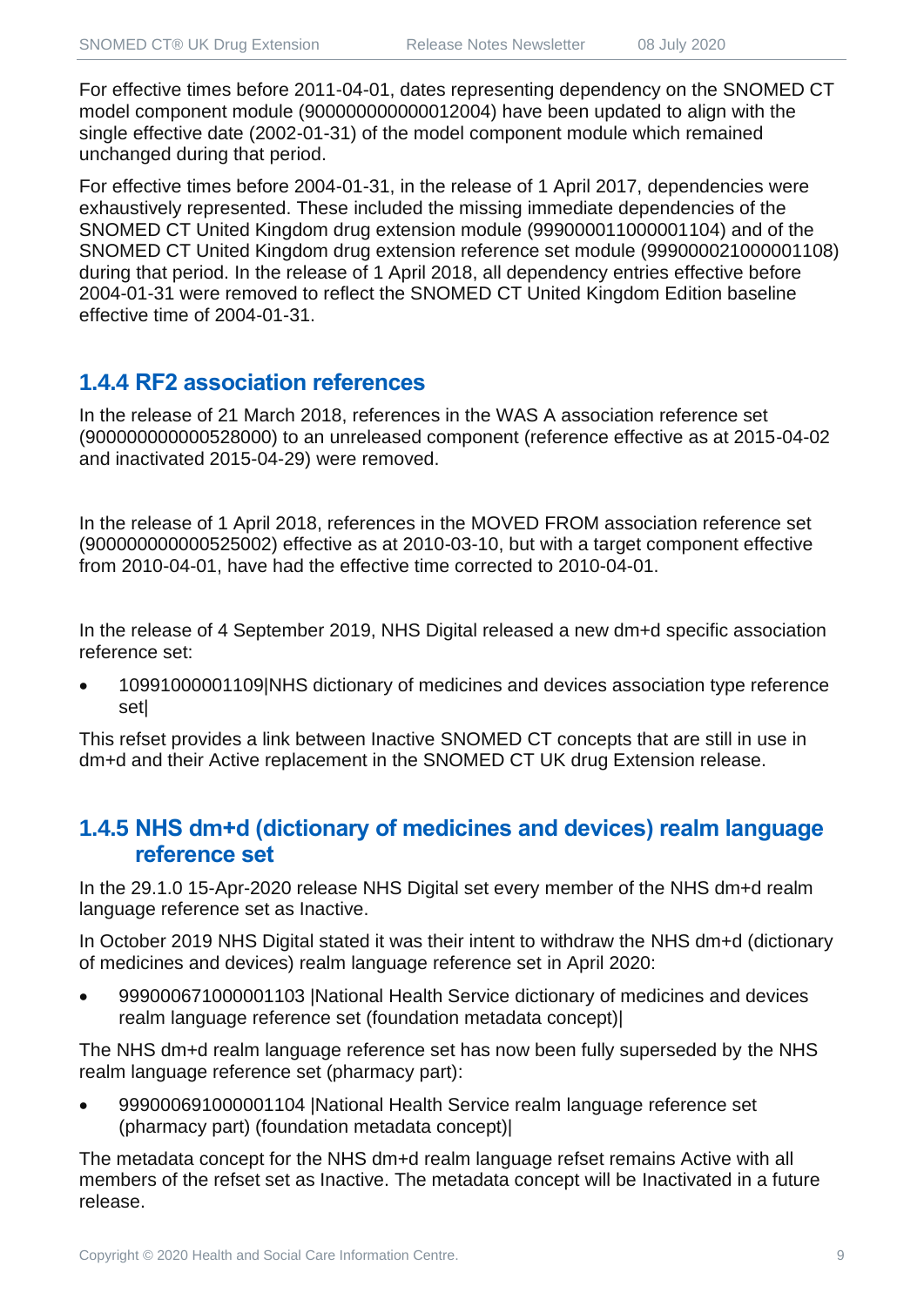For effective times before 2011-04-01, dates representing dependency on the SNOMED CT model component module (900000000000012004) have been updated to align with the single effective date (2002-01-31) of the model component module which remained unchanged during that period.

For effective times before 2004-01-31, in the release of 1 April 2017, dependencies were exhaustively represented. These included the missing immediate dependencies of the SNOMED CT United Kingdom drug extension module (999000011000001104) and of the SNOMED CT United Kingdom drug extension reference set module (999000021000001108) during that period. In the release of 1 April 2018, all dependency entries effective before 2004-01-31 were removed to reflect the SNOMED CT United Kingdom Edition baseline effective time of 2004-01-31.

### 1.4.4 RF2 association references

In the release of 21 March 2018, references in the WAS A association reference set (900000000000528000) to an unreleased component (reference effective as at 2015-04-02 and inactivated 2015-04-29) were removed.

In the release of 1 April 2018, references in the MOVED FROM association reference set (900000000000525002) effective as at 2010-03-10, but with a target component effective from 2010-04-01, have had the effective time corrected to 2010-04-01.

In the release of 4 September 2019, NHS Digital released a new dm+d specific association reference set:

- 10991000001109|NHS dictionary of medicines and devices association type reference set|

This refset provides a link between Inactive SNOMED CT concepts that are still in use in dm+d and their Active replacement in the SNOMED CT UK drug Extension release.

### 1.4.5 NHS dm+d (dictionary of medicines and devices) realm language reference set

In the 29.1.0 15-Apr-2020 release NHS Digital set every member of the NHS dm+d realm language reference set as Inactive.

In October 2019 NHS Digital stated it was their intent to withdraw the NHS dm+d (dictionary of medicines and devices) realm language reference set in April 2020:

- 999000671000001103 |National Health Service dictionary of medicines and devices realm language reference set (foundation metadata concept)|

The NHS dm+d realm language reference set has now been fully superseded by the NHS realm language reference set (pharmacy part):

- 999000691000001104 |National Health Service realm language reference set (pharmacy part) (foundation metadata concept)|

The metadata concept for the NHS dm+d realm language refset remains Active with all members of the refset set as Inactive. The metadata concept will be Inactivated in a future release.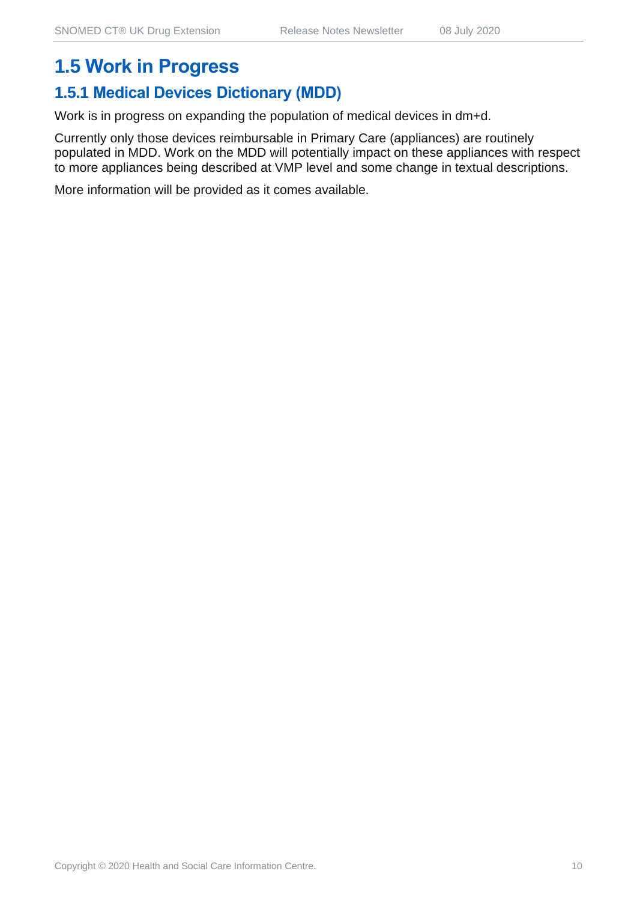## 1.5 Work in Progress

### 1.5.1 Medical Devices Dictionary (MDD)

Work is in progress on expanding the population of medical devices in dm+d.

Currently only those devices reimbursable in Primary Care (appliances) are routinely populated in MDD. Work on the MDD will potentially impact on these appliances with respect to more appliances being described at VMP level and some change in textual descriptions.

More information will be provided as it comes available.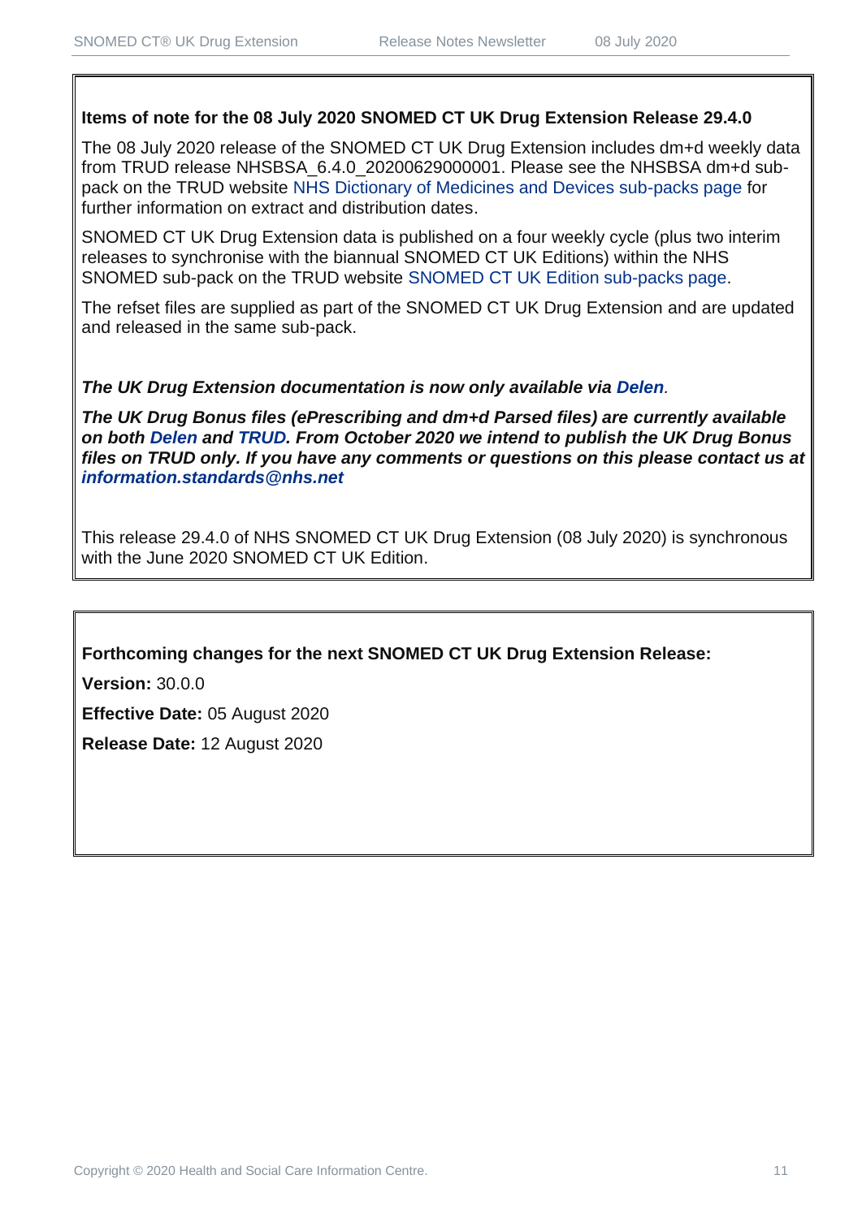**Items of note for the 08 July 2020 SNOMED CT UK Drug Extension Release 29.4.0**

The 08 July 2020 release of the SNOMED CT UK Drug Extension includes dm+d weekly data from TRUD release NHSBSA_6.4.0_20200629000001. Please see the NHSBSA dm+d sub-pack on the TRUD website NHS Dictionary of Medicines and Devices sub-packs page for further information on extract and distribution dates.

SNOMED CT UK Drug Extension data is published on a four weekly cycle (plus two interim releases to synchronise with the biannual SNOMED CT UK Editions) within the NHS SNOMED sub-pack on the TRUD website SNOMED CT UK Edition sub-packs page.

The refset files are supplied as part of the SNOMED CT UK Drug Extension and are updated and released in the same sub-pack.

***The UK Drug Extension documentation is now only available via Delen.***

***The UK Drug Bonus files (ePrescribing and dm+d Parsed files) are currently available on both Delen and TRUD. From October 2020 we intend to publish the UK Drug Bonus files on TRUD only. If you have any comments or questions on this please contact us at information.standards@nhs.net***

This release 29.4.0 of NHS SNOMED CT UK Drug Extension (08 July 2020) is synchronous with the June 2020 SNOMED CT UK Edition.

**Forthcoming changes for the next SNOMED CT UK Drug Extension Release:**

**Version:** 30.0.0

**Effective Date:** 05 August 2020

**Release Date:** 12 August 2020